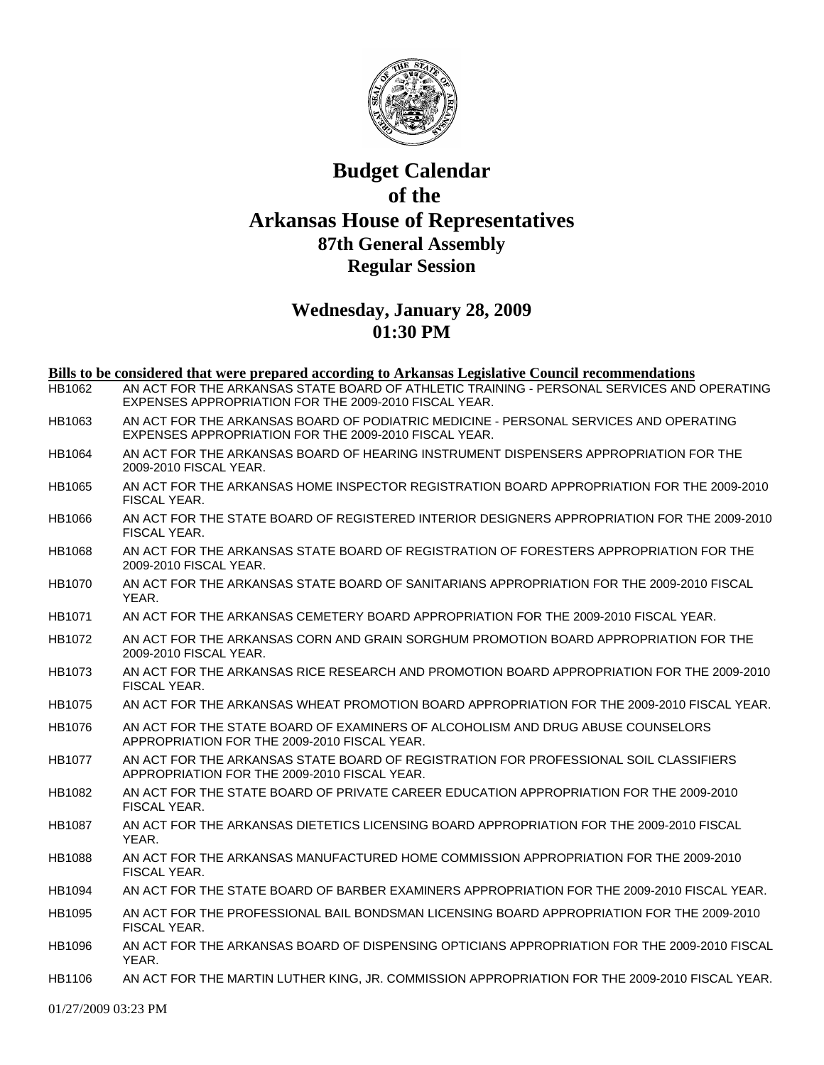# Budget Calendar of the Arkansas House of Representatives

## 87th General Assembly

## Regular Session

### Wednesday, January 28, 2009

### 01:30 PM

**Bills to be considered that were prepared according to Arkansas Legislative Council recommendations**

| | |
|---|---|
| HB1062 | AN ACT FOR THE ARKANSAS STATE BOARD OF ATHLETIC TRAINING - PERSONAL SERVICES AND OPERATING EXPENSES APPROPRIATION FOR THE 2009-2010 FISCAL YEAR. |
| HB1063 | AN ACT FOR THE ARKANSAS BOARD OF PODIATRIC MEDICINE - PERSONAL SERVICES AND OPERATING EXPENSES APPROPRIATION FOR THE 2009-2010 FISCAL YEAR. |
| HB1064 | AN ACT FOR THE ARKANSAS BOARD OF HEARING INSTRUMENT DISPENSERS APPROPRIATION FOR THE 2009-2010 FISCAL YEAR. |
| HB1065 | AN ACT FOR THE ARKANSAS HOME INSPECTOR REGISTRATION BOARD APPROPRIATION FOR THE 2009-2010 FISCAL YEAR. |
| HB1066 | AN ACT FOR THE STATE BOARD OF REGISTERED INTERIOR DESIGNERS APPROPRIATION FOR THE 2009-2010 FISCAL YEAR. |
| HB1068 | AN ACT FOR THE ARKANSAS STATE BOARD OF REGISTRATION OF FORESTERS APPROPRIATION FOR THE 2009-2010 FISCAL YEAR. |
| HB1070 | AN ACT FOR THE ARKANSAS STATE BOARD OF SANITARIANS APPROPRIATION FOR THE 2009-2010 FISCAL YEAR. |
| HB1071 | AN ACT FOR THE ARKANSAS CEMETERY BOARD APPROPRIATION FOR THE 2009-2010 FISCAL YEAR. |
| HB1072 | AN ACT FOR THE ARKANSAS CORN AND GRAIN SORGHUM PROMOTION BOARD APPROPRIATION FOR THE 2009-2010 FISCAL YEAR. |
| HB1073 | AN ACT FOR THE ARKANSAS RICE RESEARCH AND PROMOTION BOARD APPROPRIATION FOR THE 2009-2010 FISCAL YEAR. |
| HB1075 | AN ACT FOR THE ARKANSAS WHEAT PROMOTION BOARD APPROPRIATION FOR THE 2009-2010 FISCAL YEAR. |
| HB1076 | AN ACT FOR THE STATE BOARD OF EXAMINERS OF ALCOHOLISM AND DRUG ABUSE COUNSELORS APPROPRIATION FOR THE 2009-2010 FISCAL YEAR. |
| HB1077 | AN ACT FOR THE ARKANSAS STATE BOARD OF REGISTRATION FOR PROFESSIONAL SOIL CLASSIFIERS APPROPRIATION FOR THE 2009-2010 FISCAL YEAR. |
| HB1082 | AN ACT FOR THE STATE BOARD OF PRIVATE CAREER EDUCATION APPROPRIATION FOR THE 2009-2010 FISCAL YEAR. |
| HB1087 | AN ACT FOR THE ARKANSAS DIETETICS LICENSING BOARD APPROPRIATION FOR THE 2009-2010 FISCAL YEAR. |
| HB1088 | AN ACT FOR THE ARKANSAS MANUFACTURED HOME COMMISSION APPROPRIATION FOR THE 2009-2010 FISCAL YEAR. |
| HB1094 | AN ACT FOR THE STATE BOARD OF BARBER EXAMINERS APPROPRIATION FOR THE 2009-2010 FISCAL YEAR. |
| HB1095 | AN ACT FOR THE PROFESSIONAL BAIL BONDSMAN LICENSING BOARD APPROPRIATION FOR THE 2009-2010 FISCAL YEAR. |
| HB1096 | AN ACT FOR THE ARKANSAS BOARD OF DISPENSING OPTICIANS APPROPRIATION FOR THE 2009-2010 FISCAL YEAR. |
| HB1106 | AN ACT FOR THE MARTIN LUTHER KING, JR. COMMISSION APPROPRIATION FOR THE 2009-2010 FISCAL YEAR. |

01/27/2009 03:23 PM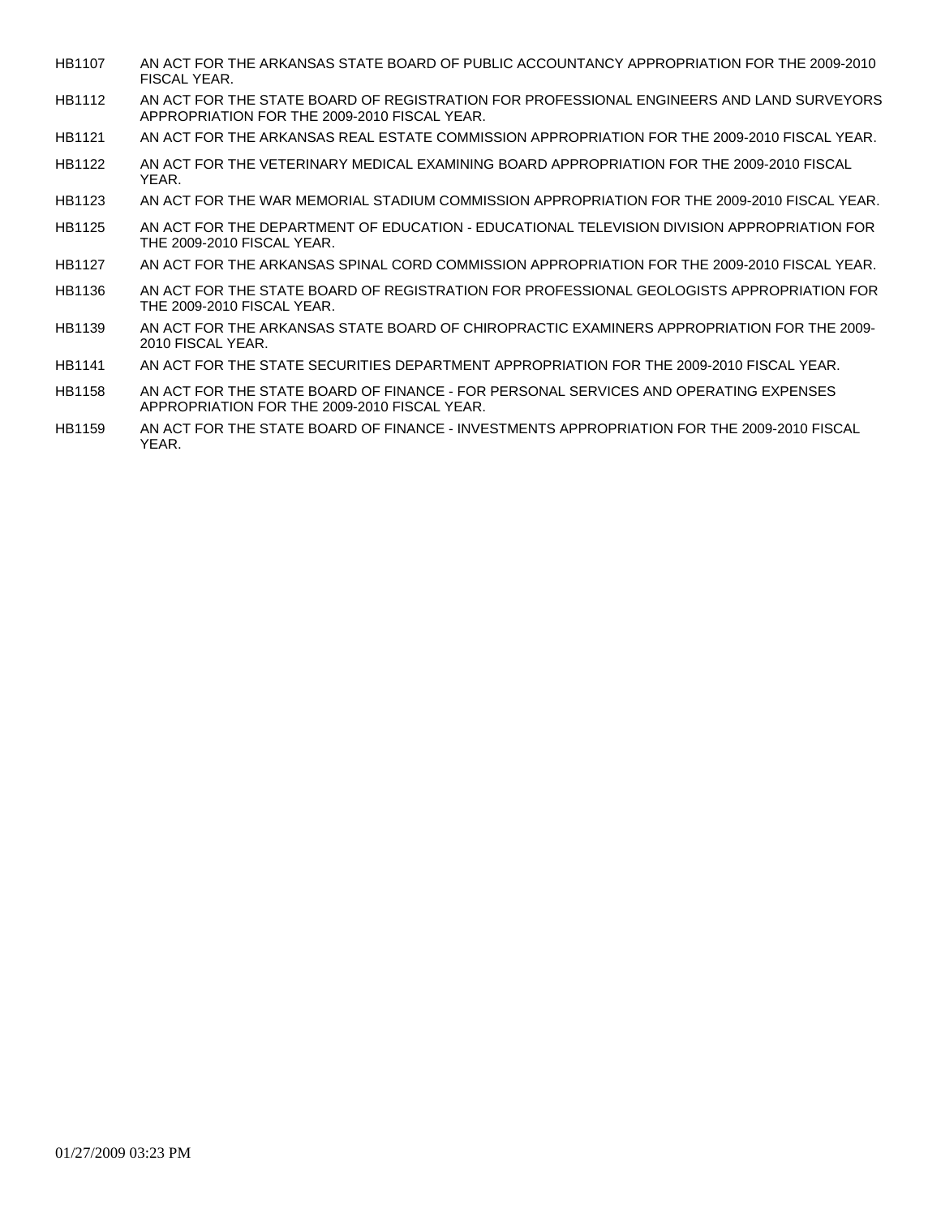| | |
|---|---|
| HB1107 | AN ACT FOR THE ARKANSAS STATE BOARD OF PUBLIC ACCOUNTANCY APPROPRIATION FOR THE 2009-2010 FISCAL YEAR. |
| HB1112 | AN ACT FOR THE STATE BOARD OF REGISTRATION FOR PROFESSIONAL ENGINEERS AND LAND SURVEYORS APPROPRIATION FOR THE 2009-2010 FISCAL YEAR. |
| HB1121 | AN ACT FOR THE ARKANSAS REAL ESTATE COMMISSION APPROPRIATION FOR THE 2009-2010 FISCAL YEAR. |
| HB1122 | AN ACT FOR THE VETERINARY MEDICAL EXAMINING BOARD APPROPRIATION FOR THE 2009-2010 FISCAL YEAR. |
| HB1123 | AN ACT FOR THE WAR MEMORIAL STADIUM COMMISSION APPROPRIATION FOR THE 2009-2010 FISCAL YEAR. |
| HB1125 | AN ACT FOR THE DEPARTMENT OF EDUCATION - EDUCATIONAL TELEVISION DIVISION APPROPRIATION FOR THE 2009-2010 FISCAL YEAR. |
| HB1127 | AN ACT FOR THE ARKANSAS SPINAL CORD COMMISSION APPROPRIATION FOR THE 2009-2010 FISCAL YEAR. |
| HB1136 | AN ACT FOR THE STATE BOARD OF REGISTRATION FOR PROFESSIONAL GEOLOGISTS APPROPRIATION FOR THE 2009-2010 FISCAL YEAR. |
| HB1139 | AN ACT FOR THE ARKANSAS STATE BOARD OF CHIROPRACTIC EXAMINERS APPROPRIATION FOR THE 2009-2010 FISCAL YEAR. |
| HB1141 | AN ACT FOR THE STATE SECURITIES DEPARTMENT APPROPRIATION FOR THE 2009-2010 FISCAL YEAR. |
| HB1158 | AN ACT FOR THE STATE BOARD OF FINANCE - FOR PERSONAL SERVICES AND OPERATING EXPENSES APPROPRIATION FOR THE 2009-2010 FISCAL YEAR. |
| HB1159 | AN ACT FOR THE STATE BOARD OF FINANCE - INVESTMENTS APPROPRIATION FOR THE 2009-2010 FISCAL YEAR. |

01/27/2009 03:23 PM